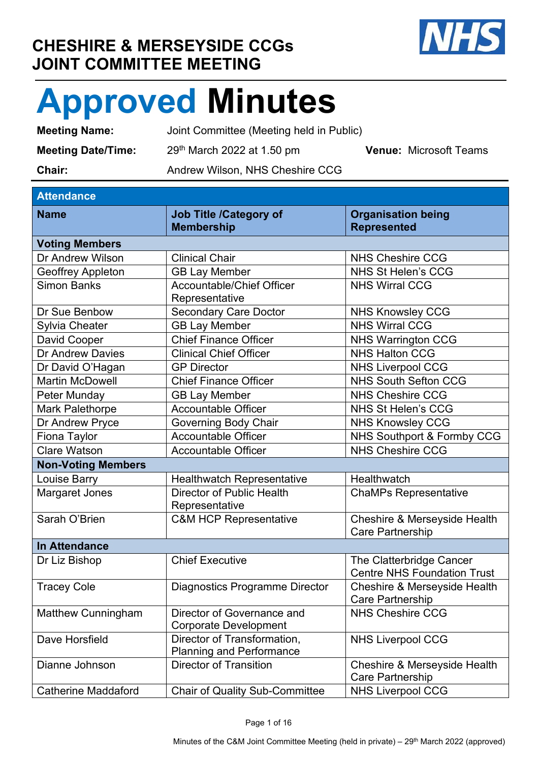# CHESHIRE & MERSEYSIDE CCGs JOINT COMMITTEE MEETING

# Approved Minutes

**Meeting Name:** Joint Committee (Meeting held in Public)

**Meeting Date/Time:** 29th March 2022 at 1.50 pm **Venue:** Microsoft Teams

**Chair:** Andrew Wilson, NHS Cheshire CCG

| Attendance | | |
|---|---|---|
| **Name** | **Job Title /Category of Membership** | **Organisation being Represented** |
| **Voting Members** | | |
| Dr Andrew Wilson | Clinical Chair | NHS Cheshire CCG |
| Geoffrey Appleton | GB Lay Member | NHS St Helen's CCG |
| Simon Banks | Accountable/Chief Officer Representative | NHS Wirral CCG |
| Dr Sue Benbow | Secondary Care Doctor | NHS Knowsley CCG |
| Sylvia Cheater | GB Lay Member | NHS Wirral CCG |
| David Cooper | Chief Finance Officer | NHS Warrington CCG |
| Dr Andrew Davies | Clinical Chief Officer | NHS Halton CCG |
| Dr David O'Hagan | GP Director | NHS Liverpool CCG |
| Martin McDowell | Chief Finance Officer | NHS South Sefton CCG |
| Peter Munday | GB Lay Member | NHS Cheshire CCG |
| Mark Palethorpe | Accountable Officer | NHS St Helen's CCG |
| Dr Andrew Pryce | Governing Body Chair | NHS Knowsley CCG |
| Fiona Taylor | Accountable Officer | NHS Southport & Formby CCG |
| Clare Watson | Accountable Officer | NHS Cheshire CCG |
| **Non-Voting Members** | | |
| Louise Barry | Healthwatch Representative | Healthwatch |
| Margaret Jones | Director of Public Health Representative | ChaMPs Representative |
| Sarah O'Brien | C&M HCP Representative | Cheshire & Merseyside Health Care Partnership |
| **In Attendance** | | |
| Dr Liz Bishop | Chief Executive | The Clatterbridge Cancer Centre NHS Foundation Trust |
| Tracey Cole | Diagnostics Programme Director | Cheshire & Merseyside Health Care Partnership |
| Matthew Cunningham | Director of Governance and Corporate Development | NHS Cheshire CCG |
| Dave Horsfield | Director of Transformation, Planning and Performance | NHS Liverpool CCG |
| Dianne Johnson | Director of Transition | Cheshire & Merseyside Health Care Partnership |
| Catherine Maddaford | Chair of Quality Sub-Committee | NHS Liverpool CCG |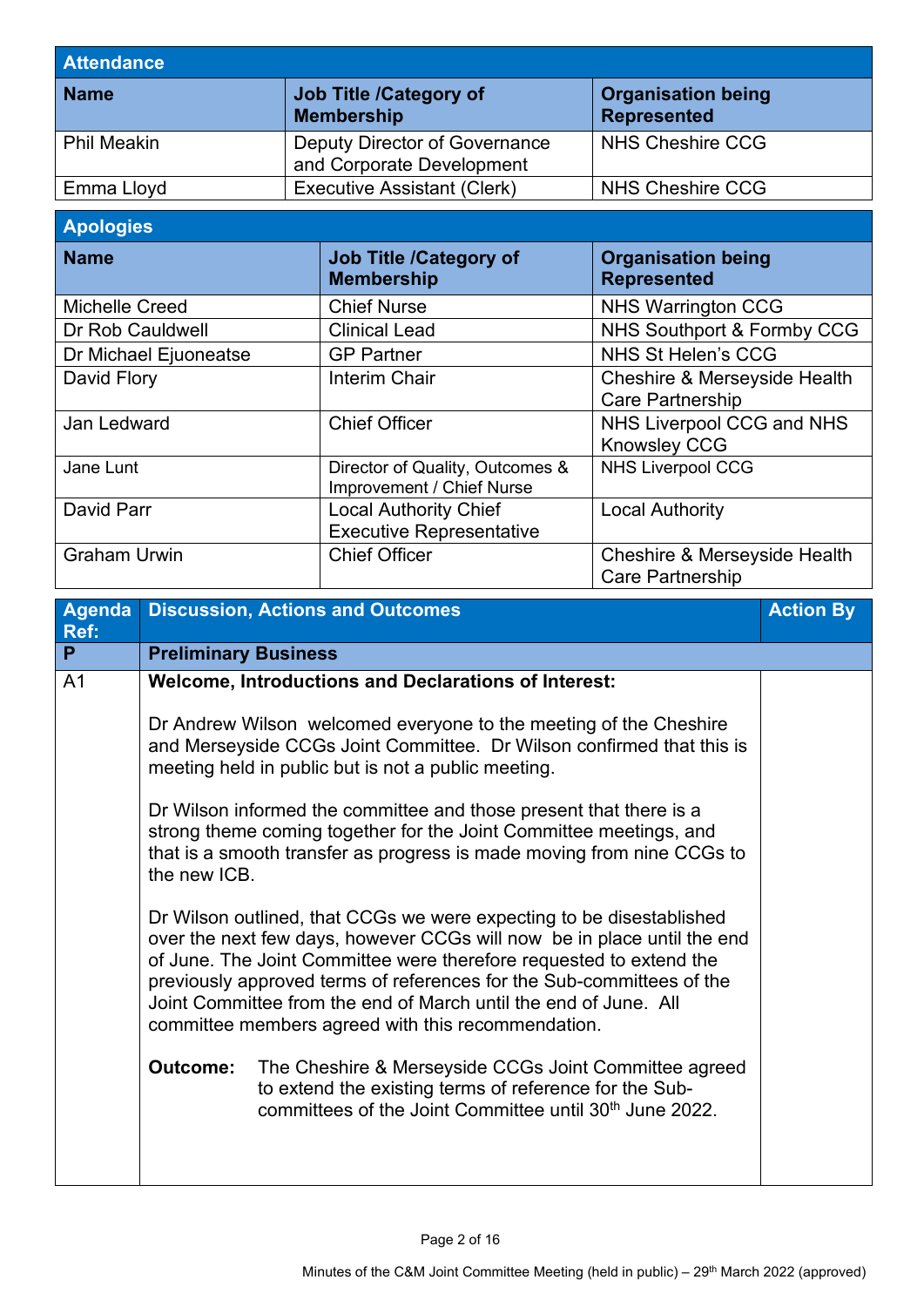| Attendance | | |
|---|---|---|
| **Name** | **Job Title /Category of Membership** | **Organisation being Represented** |
| Phil Meakin | Deputy Director of Governance and Corporate Development | NHS Cheshire CCG |
| Emma Lloyd | Executive Assistant (Clerk) | NHS Cheshire CCG |

| Apologies | | |
|---|---|---|
| **Name** | **Job Title /Category of Membership** | **Organisation being Represented** |
| Michelle Creed | Chief Nurse | NHS Warrington CCG |
| Dr Rob Cauldwell | Clinical Lead | NHS Southport & Formby CCG |
| Dr Michael Ejuoneatse | GP Partner | NHS St Helen's CCG |
| David Flory | Interim Chair | Cheshire & Merseyside Health Care Partnership |
| Jan Ledward | Chief Officer | NHS Liverpool CCG and NHS Knowsley CCG |
| Jane Lunt | Director of Quality, Outcomes & Improvement / Chief Nurse | NHS Liverpool CCG |
| David Parr | Local Authority Chief Executive Representative | Local Authority |
| Graham Urwin | Chief Officer | Cheshire & Merseyside Health Care Partnership |

| Agenda Ref: | Discussion, Actions and Outcomes | Action By |
|---|---|---|
| **P** | **Preliminary Business** | |
| A1 | **Welcome, Introductions and Declarations of Interest:**<br><br>Dr Andrew Wilson welcomed everyone to the meeting of the Cheshire and Merseyside CCGs Joint Committee. Dr Wilson confirmed that this is meeting held in public but is not a public meeting.<br><br>Dr Wilson informed the committee and those present that there is a strong theme coming together for the Joint Committee meetings, and that is a smooth transfer as progress is made moving from nine CCGs to the new ICB.<br><br>Dr Wilson outlined, that CCGs we were expecting to be disestablished over the next few days, however CCGs will now be in place until the end of June. The Joint Committee were therefore requested to extend the previously approved terms of references for the Sub-committees of the Joint Committee from the end of March until the end of June. All committee members agreed with this recommendation.<br><br>**Outcome:** The Cheshire & Merseyside CCGs Joint Committee agreed to extend the existing terms of reference for the Sub-committees of the Joint Committee until 30th June 2022. | |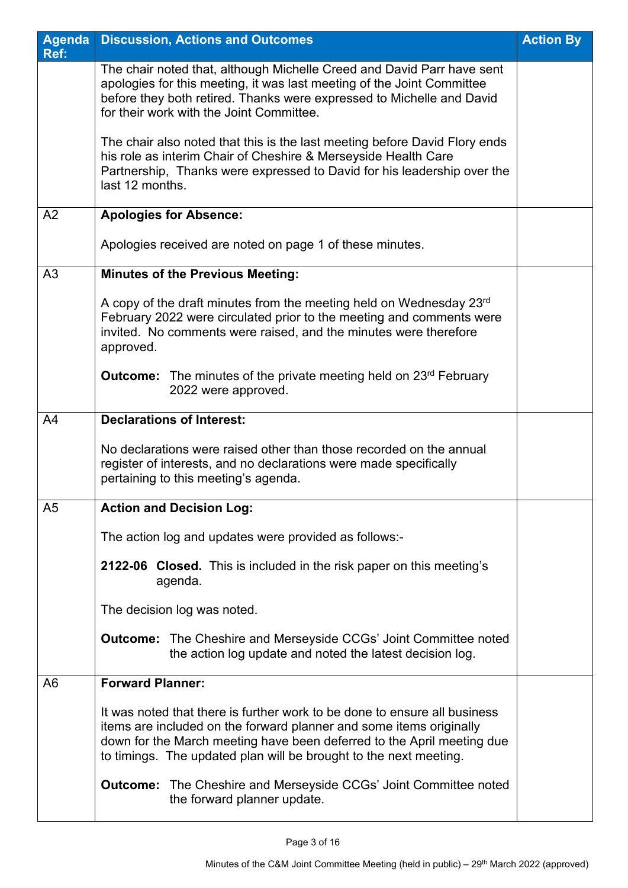| Agenda Ref: | Discussion, Actions and Outcomes | Action By |
|---|---|---|
| | The chair noted that, although Michelle Creed and David Parr have sent apologies for this meeting, it was last meeting of the Joint Committee before they both retired. Thanks were expressed to Michelle and David for their work with the Joint Committee.<br><br>The chair also noted that this is the last meeting before David Flory ends his role as interim Chair of Cheshire & Merseyside Health Care Partnership, Thanks were expressed to David for his leadership over the last 12 months. | |
| A2 | **Apologies for Absence:**<br><br>Apologies received are noted on page 1 of these minutes. | |
| A3 | **Minutes of the Previous Meeting:**<br><br>A copy of the draft minutes from the meeting held on Wednesday 23rd February 2022 were circulated prior to the meeting and comments were invited. No comments were raised, and the minutes were therefore approved.<br><br>**Outcome:** The minutes of the private meeting held on 23rd February 2022 were approved. | |
| A4 | **Declarations of Interest:**<br><br>No declarations were raised other than those recorded on the annual register of interests, and no declarations were made specifically pertaining to this meeting's agenda. | |
| A5 | **Action and Decision Log:**<br><br>The action log and updates were provided as follows:-<br><br>**2122-06 Closed.** This is included in the risk paper on this meeting's agenda.<br><br>The decision log was noted.<br><br>**Outcome:** The Cheshire and Merseyside CCGs' Joint Committee noted the action log update and noted the latest decision log. | |
| A6 | **Forward Planner:**<br><br>It was noted that there is further work to be done to ensure all business items are included on the forward planner and some items originally down for the March meeting have been deferred to the April meeting due to timings. The updated plan will be brought to the next meeting.<br><br>**Outcome:** The Cheshire and Merseyside CCGs' Joint Committee noted the forward planner update. | |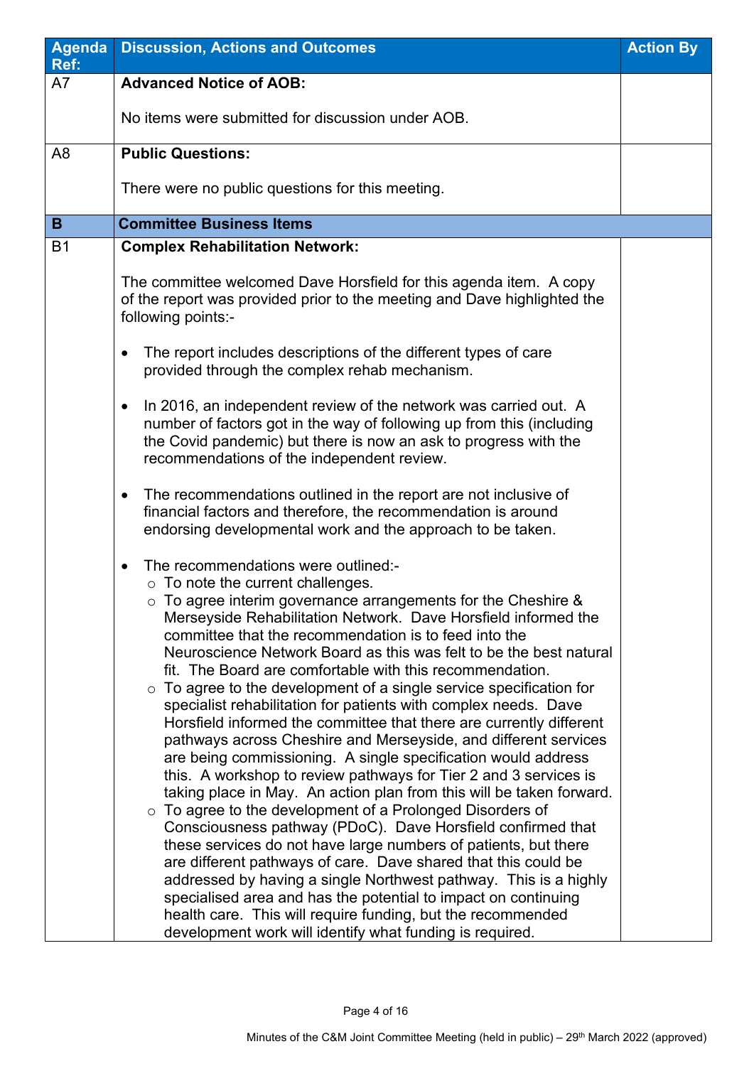| Agenda Ref: | Discussion, Actions and Outcomes | Action By |
|---|---|---|
| A7 | **Advanced Notice of AOB:**<br><br>No items were submitted for discussion under AOB. | |
| A8 | **Public Questions:**<br><br>There were no public questions for this meeting. | |
| **B** | **Committee Business Items** | |
| B1 | **Complex Rehabilitation Network:**<br><br>The committee welcomed Dave Horsfield for this agenda item. A copy of the report was provided prior to the meeting and Dave highlighted the following points:-<br><br>• The report includes descriptions of the different types of care provided through the complex rehab mechanism.<br><br>• In 2016, an independent review of the network was carried out. A number of factors got in the way of following up from this (including the Covid pandemic) but there is now an ask to progress with the recommendations of the independent review.<br><br>• The recommendations outlined in the report are not inclusive of financial factors and therefore, the recommendation is around endorsing developmental work and the approach to be taken.<br><br>• The recommendations were outlined:-<br>&nbsp;&nbsp;&nbsp;&nbsp;○ To note the current challenges.<br>&nbsp;&nbsp;&nbsp;&nbsp;○ To agree interim governance arrangements for the Cheshire & Merseyside Rehabilitation Network. Dave Horsfield informed the committee that the recommendation is to feed into the Neuroscience Network Board as this was felt to be the best natural fit. The Board are comfortable with this recommendation.<br>&nbsp;&nbsp;&nbsp;&nbsp;○ To agree to the development of a single service specification for specialist rehabilitation for patients with complex needs. Dave Horsfield informed the committee that there are currently different pathways across Cheshire and Merseyside, and different services are being commissioning. A single specification would address this. A workshop to review pathways for Tier 2 and 3 services is taking place in May. An action plan from this will be taken forward.<br>&nbsp;&nbsp;&nbsp;&nbsp;○ To agree to the development of a Prolonged Disorders of Consciousness pathway (PDoC). Dave Horsfield confirmed that these services do not have large numbers of patients, but there are different pathways of care. Dave shared that this could be addressed by having a single Northwest pathway. This is a highly specialised area and has the potential to impact on continuing health care. This will require funding, but the recommended development work will identify what funding is required. | |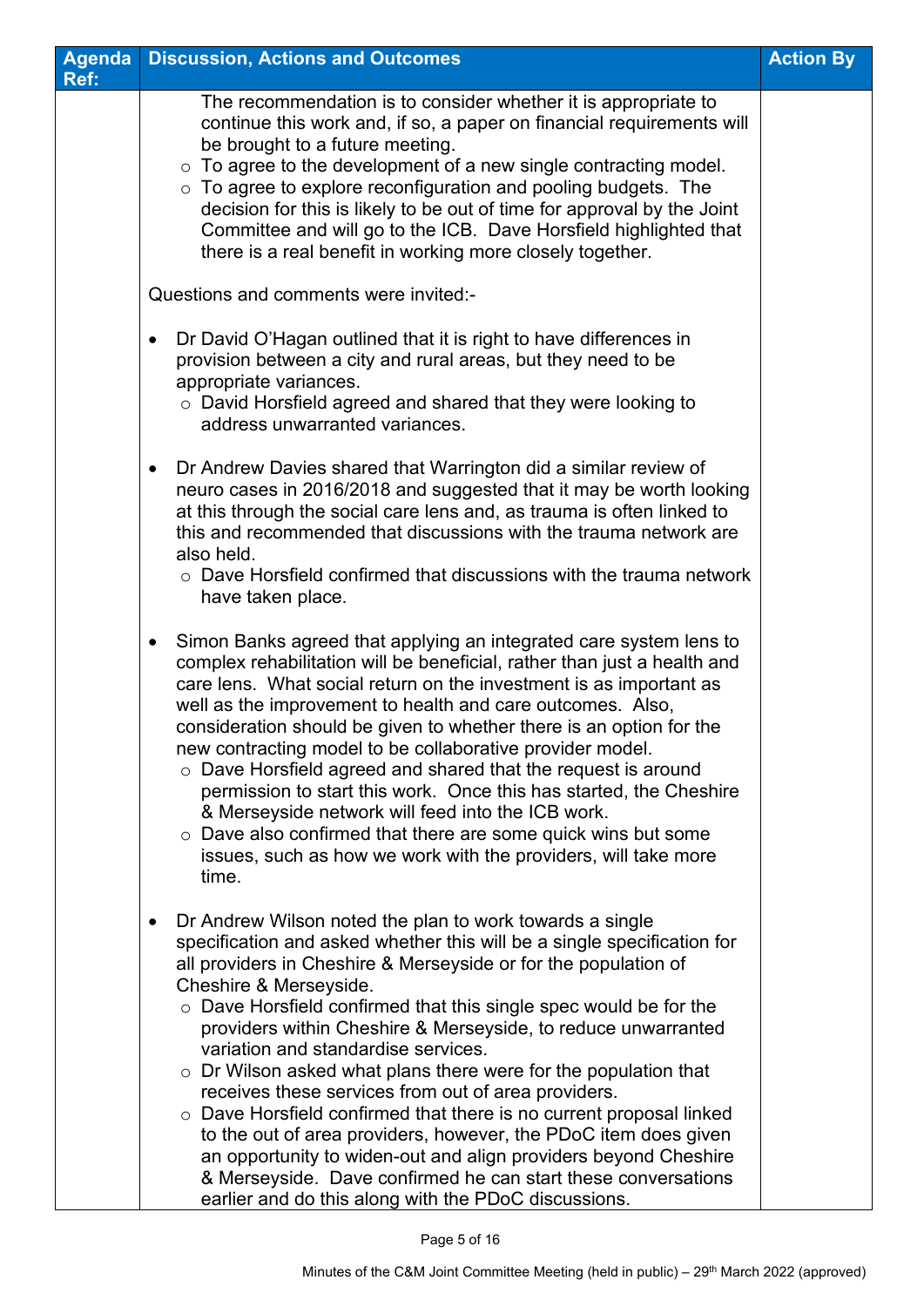| Agenda Ref: | Discussion, Actions and Outcomes | Action By |
|---|---|---|
| | The recommendation is to consider whether it is appropriate to continue this work and, if so, a paper on financial requirements will be brought to a future meeting.<br>○ To agree to the development of a new single contracting model.<br>○ To agree to explore reconfiguration and pooling budgets. The decision for this is likely to be out of time for approval by the Joint Committee and will go to the ICB. Dave Horsfield highlighted that there is a real benefit in working more closely together.<br><br>Questions and comments were invited:-<br><br>• Dr David O'Hagan outlined that it is right to have differences in provision between a city and rural areas, but they need to be appropriate variances.<br>○ David Horsfield agreed and shared that they were looking to address unwarranted variances.<br><br>• Dr Andrew Davies shared that Warrington did a similar review of neuro cases in 2016/2018 and suggested that it may be worth looking at this through the social care lens and, as trauma is often linked to this and recommended that discussions with the trauma network are also held.<br>○ Dave Horsfield confirmed that discussions with the trauma network have taken place.<br><br>• Simon Banks agreed that applying an integrated care system lens to complex rehabilitation will be beneficial, rather than just a health and care lens. What social return on the investment is as important as well as the improvement to health and care outcomes. Also, consideration should be given to whether there is an option for the new contracting model to be collaborative provider model.<br>○ Dave Horsfield agreed and shared that the request is around permission to start this work. Once this has started, the Cheshire & Merseyside network will feed into the ICB work.<br>○ Dave also confirmed that there are some quick wins but some issues, such as how we work with the providers, will take more time.<br><br>• Dr Andrew Wilson noted the plan to work towards a single specification and asked whether this will be a single specification for all providers in Cheshire & Merseyside or for the population of Cheshire & Merseyside.<br>○ Dave Horsfield confirmed that this single spec would be for the providers within Cheshire & Merseyside, to reduce unwarranted variation and standardise services.<br>○ Dr Wilson asked what plans there were for the population that receives these services from out of area providers.<br>○ Dave Horsfield confirmed that there is no current proposal linked to the out of area providers, however, the PDoC item does given an opportunity to widen-out and align providers beyond Cheshire & Merseyside. Dave confirmed he can start these conversations earlier and do this along with the PDoC discussions. | |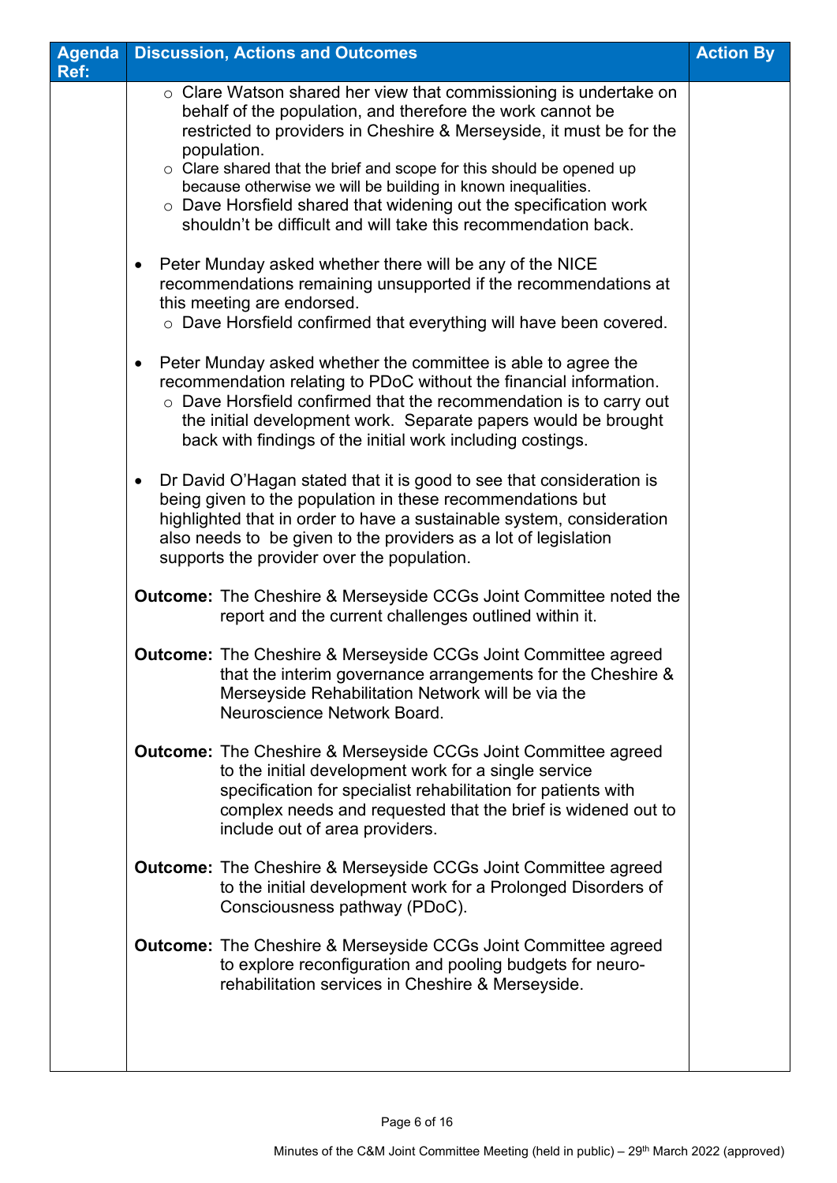| Agenda Ref: | Discussion, Actions and Outcomes | Action By |
|---|---|---|
| | ○ Clare Watson shared her view that commissioning is undertake on behalf of the population, and therefore the work cannot be restricted to providers in Cheshire & Merseyside, it must be for the population.<br>○ Clare shared that the brief and scope for this should be opened up because otherwise we will be building in known inequalities.<br>○ Dave Horsfield shared that widening out the specification work shouldn't be difficult and will take this recommendation back.<br><br>• Peter Munday asked whether there will be any of the NICE recommendations remaining unsupported if the recommendations at this meeting are endorsed.<br>○ Dave Horsfield confirmed that everything will have been covered.<br><br>• Peter Munday asked whether the committee is able to agree the recommendation relating to PDoC without the financial information.<br>○ Dave Horsfield confirmed that the recommendation is to carry out the initial development work. Separate papers would be brought back with findings of the initial work including costings.<br><br>• Dr David O'Hagan stated that it is good to see that consideration is being given to the population in these recommendations but highlighted that in order to have a sustainable system, consideration also needs to be given to the providers as a lot of legislation supports the provider over the population.<br><br>**Outcome:** The Cheshire & Merseyside CCGs Joint Committee noted the report and the current challenges outlined within it.<br><br>**Outcome:** The Cheshire & Merseyside CCGs Joint Committee agreed that the interim governance arrangements for the Cheshire & Merseyside Rehabilitation Network will be via the Neuroscience Network Board.<br><br>**Outcome:** The Cheshire & Merseyside CCGs Joint Committee agreed to the initial development work for a single service specification for specialist rehabilitation for patients with complex needs and requested that the brief is widened out to include out of area providers.<br><br>**Outcome:** The Cheshire & Merseyside CCGs Joint Committee agreed to the initial development work for a Prolonged Disorders of Consciousness pathway (PDoC).<br><br>**Outcome:** The Cheshire & Merseyside CCGs Joint Committee agreed to explore reconfiguration and pooling budgets for neuro-rehabilitation services in Cheshire & Merseyside. | |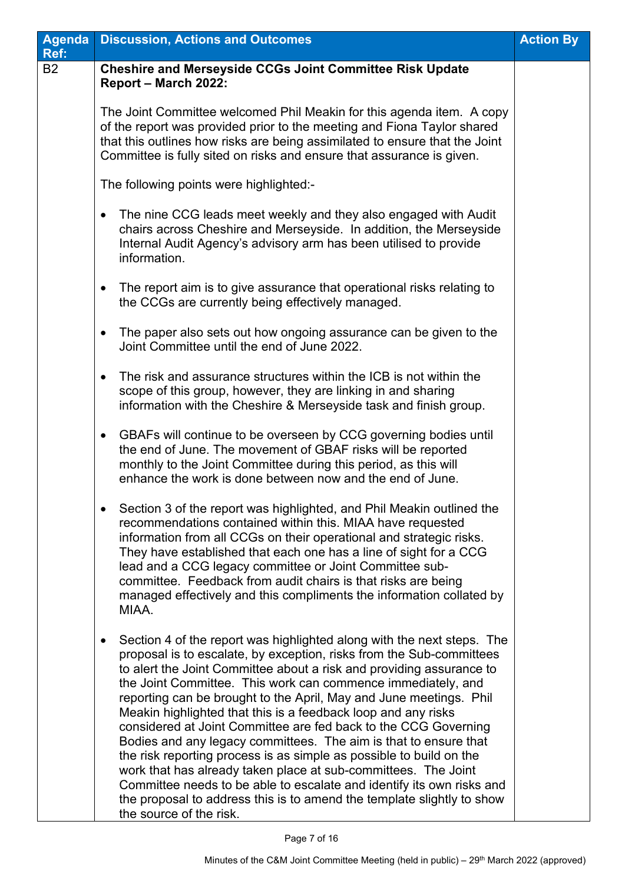| Agenda Ref: | Discussion, Actions and Outcomes | Action By |
|---|---|---|
| B2 | **Cheshire and Merseyside CCGs Joint Committee Risk Update Report – March 2022:**<br><br>The Joint Committee welcomed Phil Meakin for this agenda item. A copy of the report was provided prior to the meeting and Fiona Taylor shared that this outlines how risks are being assimilated to ensure that the Joint Committee is fully sited on risks and ensure that assurance is given.<br><br>The following points were highlighted:-<br><br>• The nine CCG leads meet weekly and they also engaged with Audit chairs across Cheshire and Merseyside. In addition, the Merseyside Internal Audit Agency's advisory arm has been utilised to provide information.<br><br>• The report aim is to give assurance that operational risks relating to the CCGs are currently being effectively managed.<br><br>• The paper also sets out how ongoing assurance can be given to the Joint Committee until the end of June 2022.<br><br>• The risk and assurance structures within the ICB is not within the scope of this group, however, they are linking in and sharing information with the Cheshire & Merseyside task and finish group.<br><br>• GBAFs will continue to be overseen by CCG governing bodies until the end of June. The movement of GBAF risks will be reported monthly to the Joint Committee during this period, as this will enhance the work is done between now and the end of June.<br><br>• Section 3 of the report was highlighted, and Phil Meakin outlined the recommendations contained within this. MIAA have requested information from all CCGs on their operational and strategic risks. They have established that each one has a line of sight for a CCG lead and a CCG legacy committee or Joint Committee sub-committee. Feedback from audit chairs is that risks are being managed effectively and this compliments the information collated by MIAA.<br><br>• Section 4 of the report was highlighted along with the next steps. The proposal is to escalate, by exception, risks from the Sub-committees to alert the Joint Committee about a risk and providing assurance to the Joint Committee. This work can commence immediately, and reporting can be brought to the April, May and June meetings. Phil Meakin highlighted that this is a feedback loop and any risks considered at Joint Committee are fed back to the CCG Governing Bodies and any legacy committees. The aim is that to ensure that the risk reporting process is as simple as possible to build on the work that has already taken place at sub-committees. The Joint Committee needs to be able to escalate and identify its own risks and the proposal to address this is to amend the template slightly to show the source of the risk. | |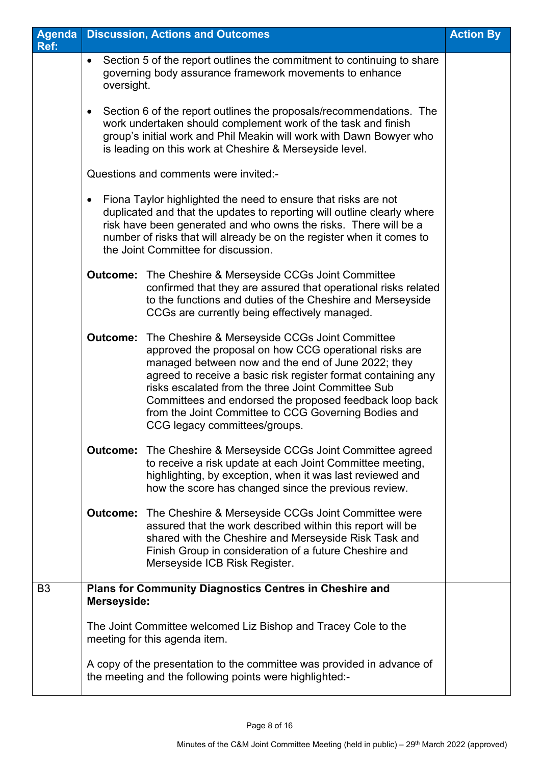| Agenda Ref: | Discussion, Actions and Outcomes | Action By |
|---|---|---|
| | • Section 5 of the report outlines the commitment to continuing to share governing body assurance framework movements to enhance oversight.<br><br>• Section 6 of the report outlines the proposals/recommendations. The work undertaken should complement work of the task and finish group's initial work and Phil Meakin will work with Dawn Bowyer who is leading on this work at Cheshire & Merseyside level.<br><br>Questions and comments were invited:-<br><br>• Fiona Taylor highlighted the need to ensure that risks are not duplicated and that the updates to reporting will outline clearly where risk have been generated and who owns the risks. There will be a number of risks that will already be on the register when it comes to the Joint Committee for discussion.<br><br>**Outcome:** The Cheshire & Merseyside CCGs Joint Committee confirmed that they are assured that operational risks related to the functions and duties of the Cheshire and Merseyside CCGs are currently being effectively managed.<br><br>**Outcome:** The Cheshire & Merseyside CCGs Joint Committee approved the proposal on how CCG operational risks are managed between now and the end of June 2022; they agreed to receive a basic risk register format containing any risks escalated from the three Joint Committee Sub Committees and endorsed the proposed feedback loop back from the Joint Committee to CCG Governing Bodies and CCG legacy committees/groups.<br><br>**Outcome:** The Cheshire & Merseyside CCGs Joint Committee agreed to receive a risk update at each Joint Committee meeting, highlighting, by exception, when it was last reviewed and how the score has changed since the previous review.<br><br>**Outcome:** The Cheshire & Merseyside CCGs Joint Committee were assured that the work described within this report will be shared with the Cheshire and Merseyside Risk Task and Finish Group in consideration of a future Cheshire and Merseyside ICB Risk Register. | |
| B3 | **Plans for Community Diagnostics Centres in Cheshire and Merseyside:**<br><br>The Joint Committee welcomed Liz Bishop and Tracey Cole to the meeting for this agenda item.<br><br>A copy of the presentation to the committee was provided in advance of the meeting and the following points were highlighted:- | |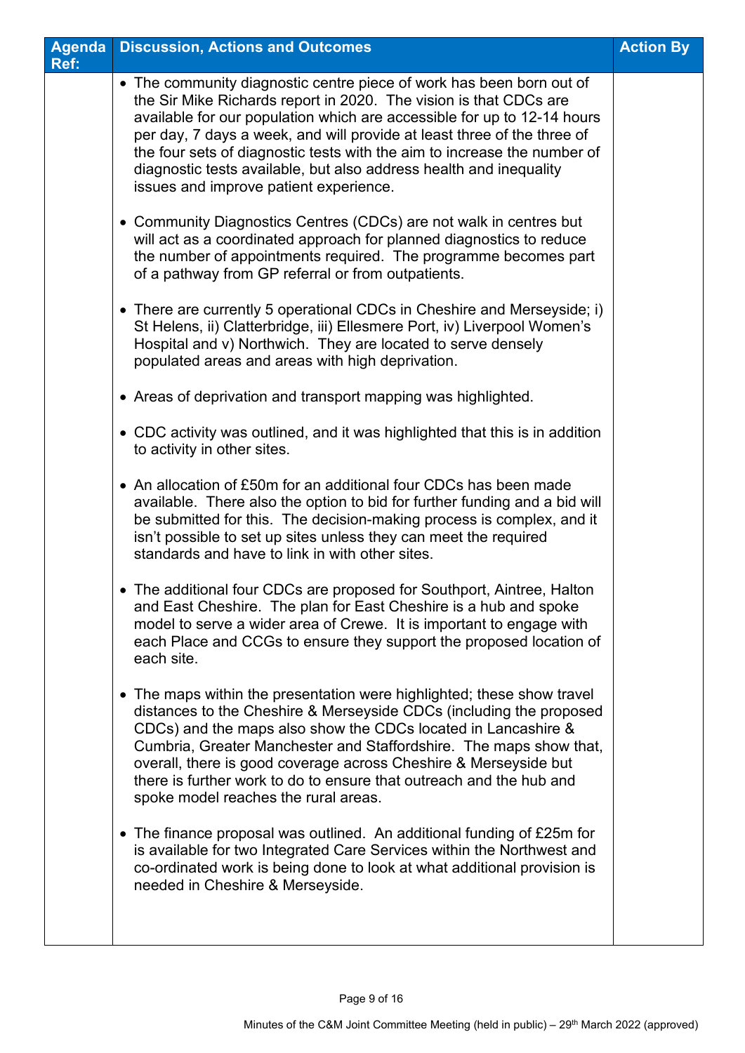| Agenda Ref: | Discussion, Actions and Outcomes | Action By |
|---|---|---|
| | • The community diagnostic centre piece of work has been born out of the Sir Mike Richards report in 2020. The vision is that CDCs are available for our population which are accessible for up to 12-14 hours per day, 7 days a week, and will provide at least three of the three of the four sets of diagnostic tests with the aim to increase the number of diagnostic tests available, but also address health and inequality issues and improve patient experience.<br><br>• Community Diagnostics Centres (CDCs) are not walk in centres but will act as a coordinated approach for planned diagnostics to reduce the number of appointments required. The programme becomes part of a pathway from GP referral or from outpatients.<br><br>• There are currently 5 operational CDCs in Cheshire and Merseyside; i) St Helens, ii) Clatterbridge, iii) Ellesmere Port, iv) Liverpool Women's Hospital and v) Northwich. They are located to serve densely populated areas and areas with high deprivation.<br><br>• Areas of deprivation and transport mapping was highlighted.<br><br>• CDC activity was outlined, and it was highlighted that this is in addition to activity in other sites.<br><br>• An allocation of £50m for an additional four CDCs has been made available. There also the option to bid for further funding and a bid will be submitted for this. The decision-making process is complex, and it isn't possible to set up sites unless they can meet the required standards and have to link in with other sites.<br><br>• The additional four CDCs are proposed for Southport, Aintree, Halton and East Cheshire. The plan for East Cheshire is a hub and spoke model to serve a wider area of Crewe. It is important to engage with each Place and CCGs to ensure they support the proposed location of each site.<br><br>• The maps within the presentation were highlighted; these show travel distances to the Cheshire & Merseyside CDCs (including the proposed CDCs) and the maps also show the CDCs located in Lancashire & Cumbria, Greater Manchester and Staffordshire. The maps show that, overall, there is good coverage across Cheshire & Merseyside but there is further work to do to ensure that outreach and the hub and spoke model reaches the rural areas.<br><br>• The finance proposal was outlined. An additional funding of £25m for is available for two Integrated Care Services within the Northwest and co-ordinated work is being done to look at what additional provision is needed in Cheshire & Merseyside. | |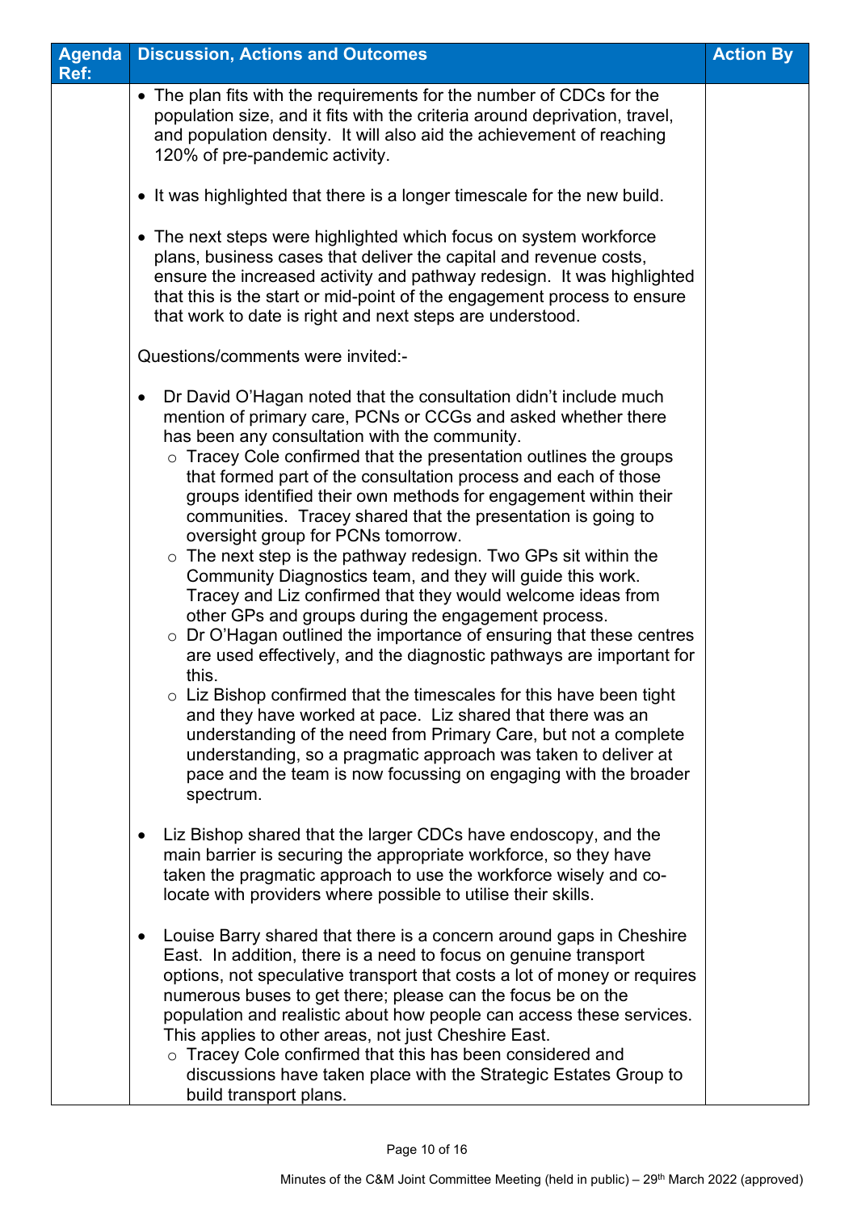| Agenda Ref: | Discussion, Actions and Outcomes | Action By |
| --- | --- | --- |
| | • The plan fits with the requirements for the number of CDCs for the population size, and it fits with the criteria around deprivation, travel, and population density. It will also aid the achievement of reaching 120% of pre-pandemic activity.<br><br>• It was highlighted that there is a longer timescale for the new build.<br><br>• The next steps were highlighted which focus on system workforce plans, business cases that deliver the capital and revenue costs, ensure the increased activity and pathway redesign. It was highlighted that this is the start or mid-point of the engagement process to ensure that work to date is right and next steps are understood.<br><br>Questions/comments were invited:-<br><br>• Dr David O'Hagan noted that the consultation didn't include much mention of primary care, PCNs or CCGs and asked whether there has been any consultation with the community.<br>&nbsp;&nbsp;&nbsp;○ Tracey Cole confirmed that the presentation outlines the groups that formed part of the consultation process and each of those groups identified their own methods for engagement within their communities. Tracey shared that the presentation is going to oversight group for PCNs tomorrow.<br>&nbsp;&nbsp;&nbsp;○ The next step is the pathway redesign. Two GPs sit within the Community Diagnostics team, and they will guide this work. Tracey and Liz confirmed that they would welcome ideas from other GPs and groups during the engagement process.<br>&nbsp;&nbsp;&nbsp;○ Dr O'Hagan outlined the importance of ensuring that these centres are used effectively, and the diagnostic pathways are important for this.<br>&nbsp;&nbsp;&nbsp;○ Liz Bishop confirmed that the timescales for this have been tight and they have worked at pace. Liz shared that there was an understanding of the need from Primary Care, but not a complete understanding, so a pragmatic approach was taken to deliver at pace and the team is now focussing on engaging with the broader spectrum.<br><br>• Liz Bishop shared that the larger CDCs have endoscopy, and the main barrier is securing the appropriate workforce, so they have taken the pragmatic approach to use the workforce wisely and co-locate with providers where possible to utilise their skills.<br><br>• Louise Barry shared that there is a concern around gaps in Cheshire East. In addition, there is a need to focus on genuine transport options, not speculative transport that costs a lot of money or requires numerous buses to get there; please can the focus be on the population and realistic about how people can access these services. This applies to other areas, not just Cheshire East.<br>&nbsp;&nbsp;&nbsp;○ Tracey Cole confirmed that this has been considered and discussions have taken place with the Strategic Estates Group to build transport plans. | |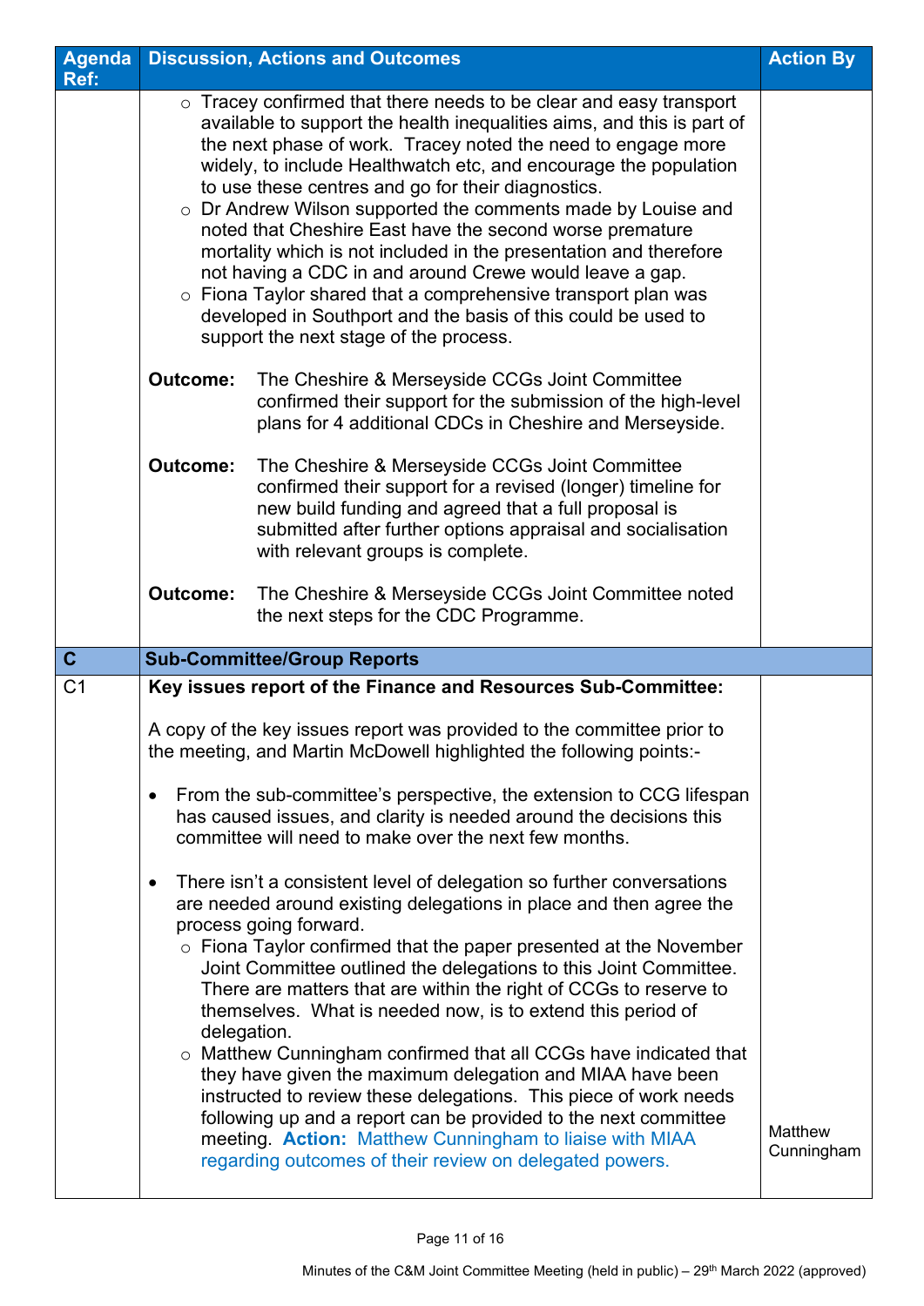| Agenda Ref: | Discussion, Actions and Outcomes | Action By |
|---|---|---|
| | ○ Tracey confirmed that there needs to be clear and easy transport available to support the health inequalities aims, and this is part of the next phase of work. Tracey noted the need to engage more widely, to include Healthwatch etc, and encourage the population to use these centres and go for their diagnostics.<br>○ Dr Andrew Wilson supported the comments made by Louise and noted that Cheshire East have the second worse premature mortality which is not included in the presentation and therefore not having a CDC in and around Crewe would leave a gap.<br>○ Fiona Taylor shared that a comprehensive transport plan was developed in Southport and the basis of this could be used to support the next stage of the process.<br><br>**Outcome:** The Cheshire & Merseyside CCGs Joint Committee confirmed their support for the submission of the high-level plans for 4 additional CDCs in Cheshire and Merseyside.<br><br>**Outcome:** The Cheshire & Merseyside CCGs Joint Committee confirmed their support for a revised (longer) timeline for new build funding and agreed that a full proposal is submitted after further options appraisal and socialisation with relevant groups is complete.<br><br>**Outcome:** The Cheshire & Merseyside CCGs Joint Committee noted the next steps for the CDC Programme. | |
| **C** | **Sub-Committee/Group Reports** | |
| C1 | **Key issues report of the Finance and Resources Sub-Committee:**<br><br>A copy of the key issues report was provided to the committee prior to the meeting, and Martin McDowell highlighted the following points:-<br><br>• From the sub-committee's perspective, the extension to CCG lifespan has caused issues, and clarity is needed around the decisions this committee will need to make over the next few months.<br><br>• There isn't a consistent level of delegation so further conversations are needed around existing delegations in place and then agree the process going forward.<br>○ Fiona Taylor confirmed that the paper presented at the November Joint Committee outlined the delegations to this Joint Committee. There are matters that are within the right of CCGs to reserve to themselves. What is needed now, is to extend this period of delegation.<br>○ Matthew Cunningham confirmed that all CCGs have indicated that they have given the maximum delegation and MIAA have been instructed to review these delegations. This piece of work needs following up and a report can be provided to the next committee meeting. **Action:** Matthew Cunningham to liaise with MIAA regarding outcomes of their review on delegated powers. | Matthew Cunningham |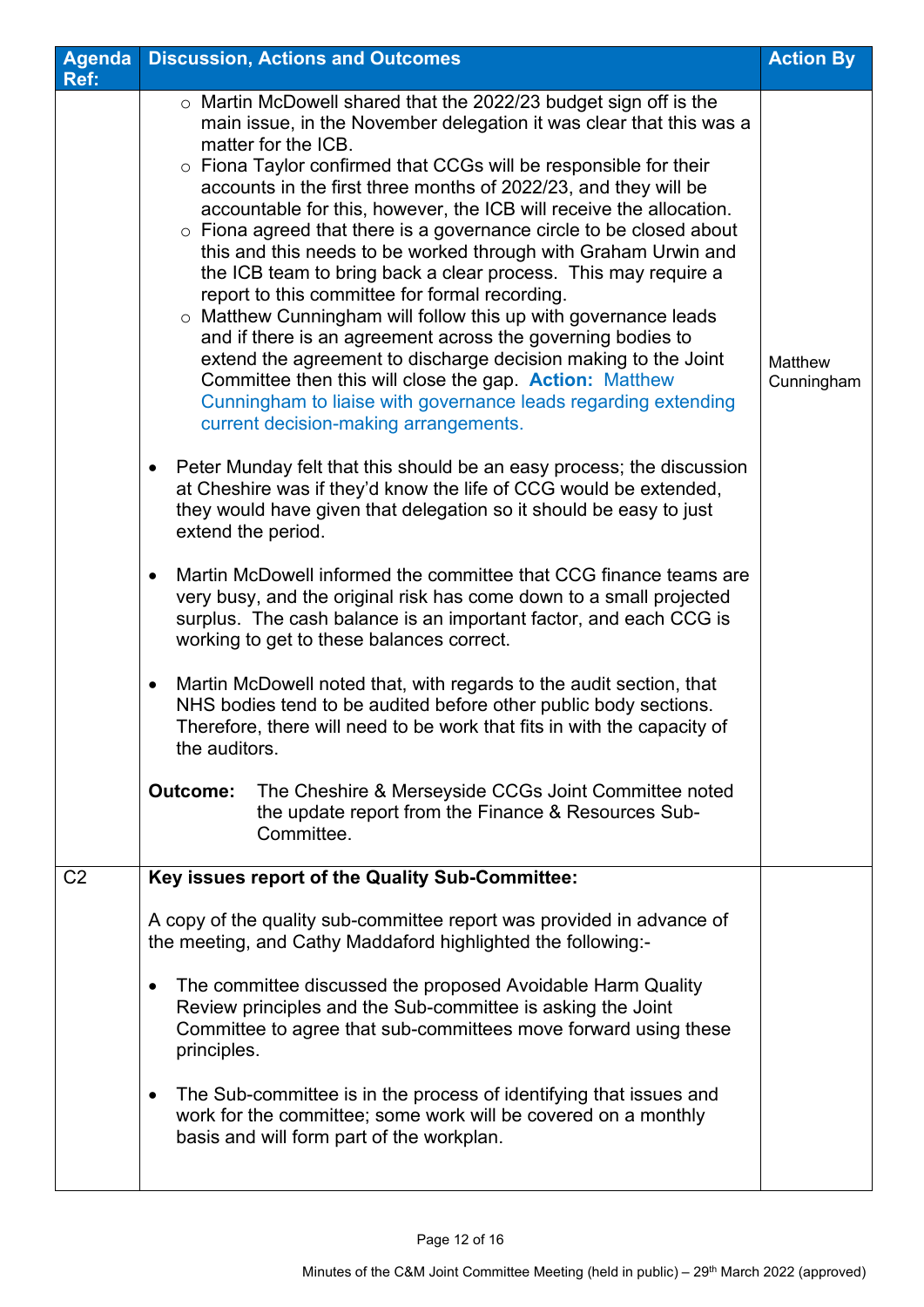| Agenda Ref: | Discussion, Actions and Outcomes | Action By |
|---|---|---|
| | ○ Martin McDowell shared that the 2022/23 budget sign off is the main issue, in the November delegation it was clear that this was a matter for the ICB.<br>○ Fiona Taylor confirmed that CCGs will be responsible for their accounts in the first three months of 2022/23, and they will be accountable for this, however, the ICB will receive the allocation.<br>○ Fiona agreed that there is a governance circle to be closed about this and this needs to be worked through with Graham Urwin and the ICB team to bring back a clear process. This may require a report to this committee for formal recording.<br>○ Matthew Cunningham will follow this up with governance leads and if there is an agreement across the governing bodies to extend the agreement to discharge decision making to the Joint Committee then this will close the gap. **Action:** Matthew Cunningham to liaise with governance leads regarding extending current decision-making arrangements.<br><br>• Peter Munday felt that this should be an easy process; the discussion at Cheshire was if they'd know the life of CCG would be extended, they would have given that delegation so it should be easy to just extend the period.<br><br>• Martin McDowell informed the committee that CCG finance teams are very busy, and the original risk has come down to a small projected surplus. The cash balance is an important factor, and each CCG is working to get to these balances correct.<br><br>• Martin McDowell noted that, with regards to the audit section, that NHS bodies tend to be audited before other public body sections. Therefore, there will need to be work that fits in with the capacity of the auditors.<br><br>**Outcome:** The Cheshire & Merseyside CCGs Joint Committee noted the update report from the Finance & Resources Sub-Committee. | Matthew Cunningham |
| C2 | **Key issues report of the Quality Sub-Committee:**<br><br>A copy of the quality sub-committee report was provided in advance of the meeting, and Cathy Maddaford highlighted the following:-<br><br>• The committee discussed the proposed Avoidable Harm Quality Review principles and the Sub-committee is asking the Joint Committee to agree that sub-committees move forward using these principles.<br><br>• The Sub-committee is in the process of identifying that issues and work for the committee; some work will be covered on a monthly basis and will form part of the workplan. | |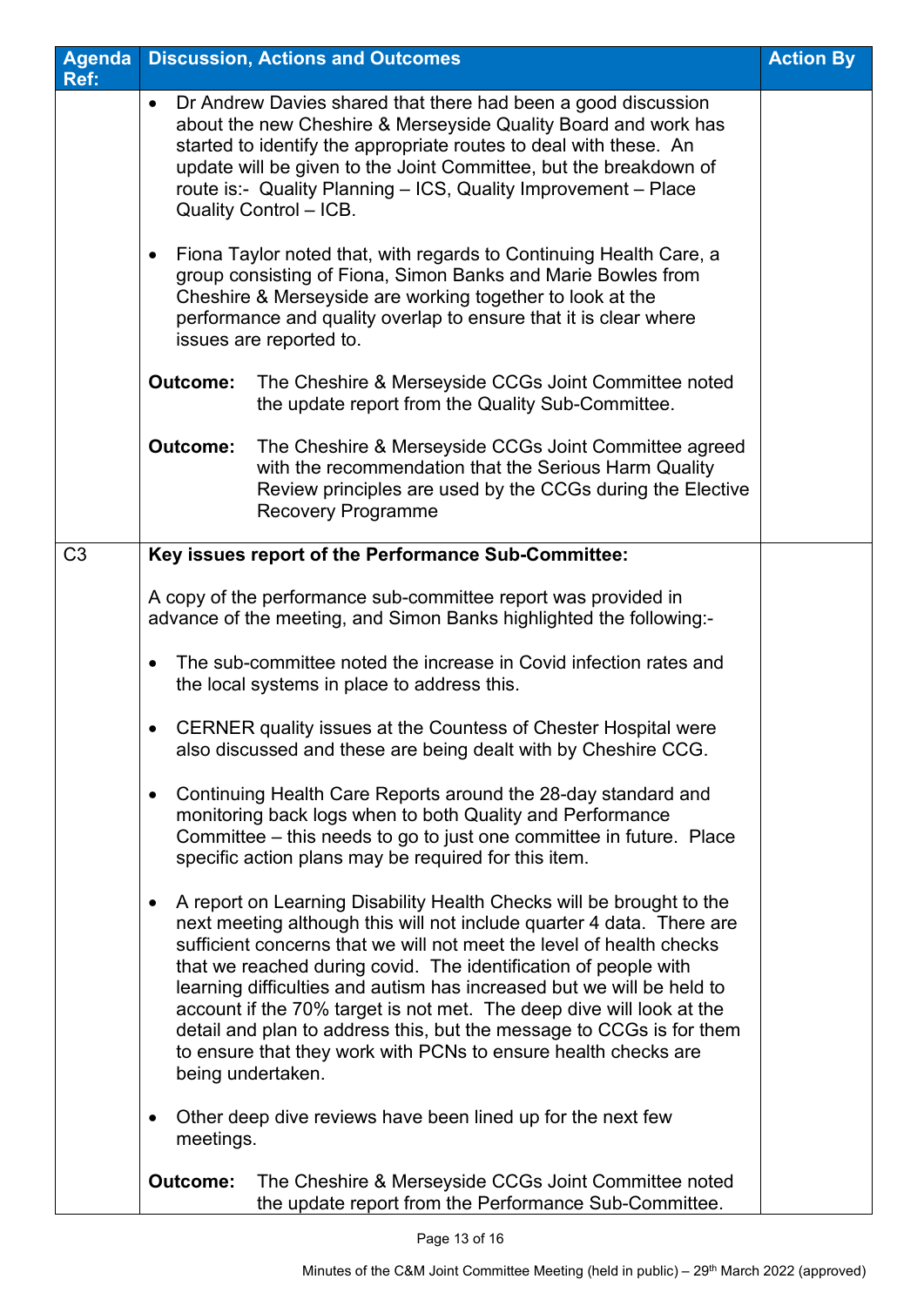| Agenda Ref: | Discussion, Actions and Outcomes | Action By |
|---|---|---|
| | • Dr Andrew Davies shared that there had been a good discussion about the new Cheshire & Merseyside Quality Board and work has started to identify the appropriate routes to deal with these. An update will be given to the Joint Committee, but the breakdown of route is:- Quality Planning – ICS, Quality Improvement – Place Quality Control – ICB.<br><br>• Fiona Taylor noted that, with regards to Continuing Health Care, a group consisting of Fiona, Simon Banks and Marie Bowles from Cheshire & Merseyside are working together to look at the performance and quality overlap to ensure that it is clear where issues are reported to.<br><br>**Outcome:** The Cheshire & Merseyside CCGs Joint Committee noted the update report from the Quality Sub-Committee.<br><br>**Outcome:** The Cheshire & Merseyside CCGs Joint Committee agreed with the recommendation that the Serious Harm Quality Review principles are used by the CCGs during the Elective Recovery Programme | |
| C3 | **Key issues report of the Performance Sub-Committee:**<br><br>A copy of the performance sub-committee report was provided in advance of the meeting, and Simon Banks highlighted the following:-<br><br>• The sub-committee noted the increase in Covid infection rates and the local systems in place to address this.<br><br>• CERNER quality issues at the Countess of Chester Hospital were also discussed and these are being dealt with by Cheshire CCG.<br><br>• Continuing Health Care Reports around the 28-day standard and monitoring back logs when to both Quality and Performance Committee – this needs to go to just one committee in future. Place specific action plans may be required for this item.<br><br>• A report on Learning Disability Health Checks will be brought to the next meeting although this will not include quarter 4 data. There are sufficient concerns that we will not meet the level of health checks that we reached during covid. The identification of people with learning difficulties and autism has increased but we will be held to account if the 70% target is not met. The deep dive will look at the detail and plan to address this, but the message to CCGs is for them to ensure that they work with PCNs to ensure health checks are being undertaken.<br><br>• Other deep dive reviews have been lined up for the next few meetings.<br><br>**Outcome:** The Cheshire & Merseyside CCGs Joint Committee noted the update report from the Performance Sub-Committee. | |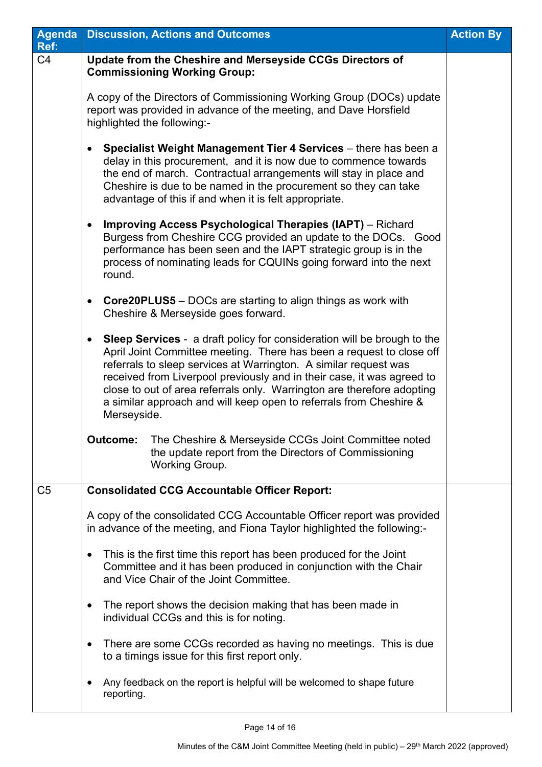| Agenda Ref: | Discussion, Actions and Outcomes | Action By |
|---|---|---|
| C4 | **Update from the Cheshire and Merseyside CCGs Directors of Commissioning Working Group:**<br><br>A copy of the Directors of Commissioning Working Group (DOCs) update report was provided in advance of the meeting, and Dave Horsfield highlighted the following:-<br><br>• **Specialist Weight Management Tier 4 Services** – there has been a delay in this procurement, and it is now due to commence towards the end of march. Contractual arrangements will stay in place and Cheshire is due to be named in the procurement so they can take advantage of this if and when it is felt appropriate.<br><br>• **Improving Access Psychological Therapies (IAPT)** – Richard Burgess from Cheshire CCG provided an update to the DOCs. Good performance has been seen and the IAPT strategic group is in the process of nominating leads for CQUINs going forward into the next round.<br><br>• **Core20PLUS5** – DOCs are starting to align things as work with Cheshire & Merseyside goes forward.<br><br>• **Sleep Services** - a draft policy for consideration will be brough to the April Joint Committee meeting. There has been a request to close off referrals to sleep services at Warrington. A similar request was received from Liverpool previously and in their case, it was agreed to close to out of area referrals only. Warrington are therefore adopting a similar approach and will keep open to referrals from Cheshire & Merseyside.<br><br>**Outcome:** The Cheshire & Merseyside CCGs Joint Committee noted the update report from the Directors of Commissioning Working Group. | |
| C5 | **Consolidated CCG Accountable Officer Report:**<br><br>A copy of the consolidated CCG Accountable Officer report was provided in advance of the meeting, and Fiona Taylor highlighted the following:-<br><br>• This is the first time this report has been produced for the Joint Committee and it has been produced in conjunction with the Chair and Vice Chair of the Joint Committee.<br><br>• The report shows the decision making that has been made in individual CCGs and this is for noting.<br><br>• There are some CCGs recorded as having no meetings. This is due to a timings issue for this first report only.<br><br>• Any feedback on the report is helpful will be welcomed to shape future reporting. | |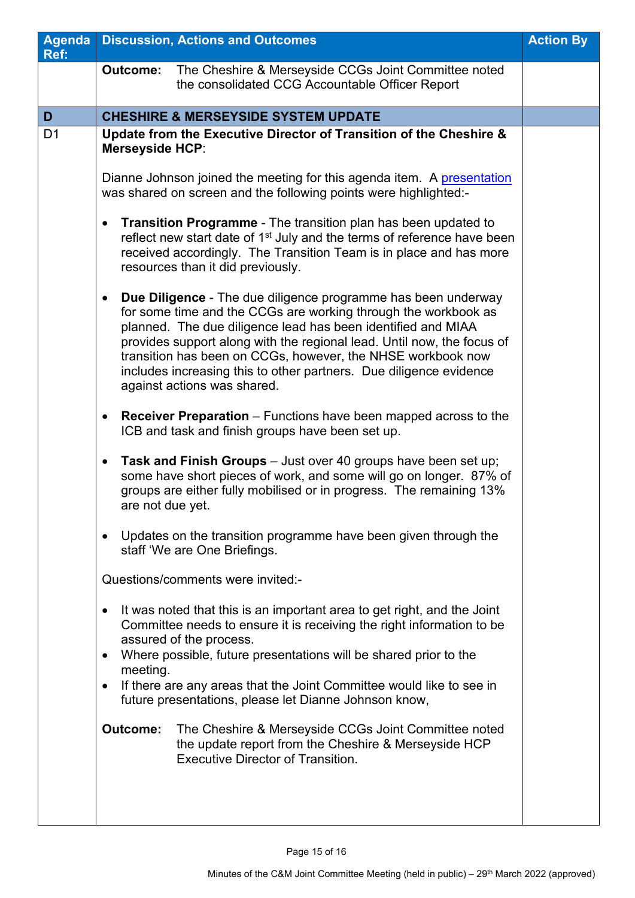| Agenda Ref: | Discussion, Actions and Outcomes | Action By |
|---|---|---|
| | **Outcome:** The Cheshire & Merseyside CCGs Joint Committee noted the consolidated CCG Accountable Officer Report | |
| **D** | **CHESHIRE & MERSEYSIDE SYSTEM UPDATE** | |
| D1 | **Update from the Executive Director of Transition of the Cheshire & Merseyside HCP**:<br><br>Dianne Johnson joined the meeting for this agenda item. A presentation was shared on screen and the following points were highlighted:-<br><br>• **Transition Programme** - The transition plan has been updated to reflect new start date of 1st July and the terms of reference have been received accordingly. The Transition Team is in place and has more resources than it did previously.<br><br>• **Due Diligence** - The due diligence programme has been underway for some time and the CCGs are working through the workbook as planned. The due diligence lead has been identified and MIAA provides support along with the regional lead. Until now, the focus of transition has been on CCGs, however, the NHSE workbook now includes increasing this to other partners. Due diligence evidence against actions was shared.<br><br>• **Receiver Preparation** – Functions have been mapped across to the ICB and task and finish groups have been set up.<br><br>• **Task and Finish Groups** – Just over 40 groups have been set up; some have short pieces of work, and some will go on longer. 87% of groups are either fully mobilised or in progress. The remaining 13% are not due yet.<br><br>• Updates on the transition programme have been given through the staff 'We are One Briefings.<br><br>Questions/comments were invited:-<br><br>• It was noted that this is an important area to get right, and the Joint Committee needs to ensure it is receiving the right information to be assured of the process.<br>• Where possible, future presentations will be shared prior to the meeting.<br>• If there are any areas that the Joint Committee would like to see in future presentations, please let Dianne Johnson know,<br><br>**Outcome:** The Cheshire & Merseyside CCGs Joint Committee noted the update report from the Cheshire & Merseyside HCP Executive Director of Transition. | |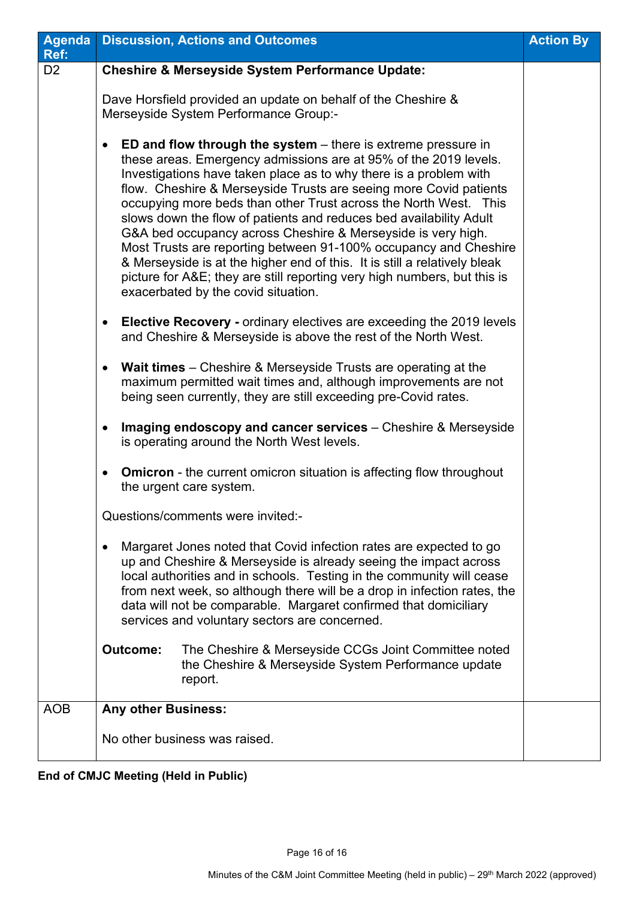| Agenda Ref: | Discussion, Actions and Outcomes | Action By |
|---|---|---|
| D2 | **Cheshire & Merseyside System Performance Update:**<br><br>Dave Horsfield provided an update on behalf of the Cheshire & Merseyside System Performance Group:-<br><br>• **ED and flow through the system** – there is extreme pressure in these areas. Emergency admissions are at 95% of the 2019 levels. Investigations have taken place as to why there is a problem with flow. Cheshire & Merseyside Trusts are seeing more Covid patients occupying more beds than other Trust across the North West. This slows down the flow of patients and reduces bed availability Adult G&A bed occupancy across Cheshire & Merseyside is very high. Most Trusts are reporting between 91-100% occupancy and Cheshire & Merseyside is at the higher end of this. It is still a relatively bleak picture for A&E; they are still reporting very high numbers, but this is exacerbated by the covid situation.<br><br>• **Elective Recovery -** ordinary electives are exceeding the 2019 levels and Cheshire & Merseyside is above the rest of the North West.<br><br>• **Wait times** – Cheshire & Merseyside Trusts are operating at the maximum permitted wait times and, although improvements are not being seen currently, they are still exceeding pre-Covid rates.<br><br>• **Imaging endoscopy and cancer services** – Cheshire & Merseyside is operating around the North West levels.<br><br>• **Omicron** - the current omicron situation is affecting flow throughout the urgent care system.<br><br>Questions/comments were invited:-<br><br>• Margaret Jones noted that Covid infection rates are expected to go up and Cheshire & Merseyside is already seeing the impact across local authorities and in schools. Testing in the community will cease from next week, so although there will be a drop in infection rates, the data will not be comparable. Margaret confirmed that domiciliary services and voluntary sectors are concerned.<br><br>**Outcome:** The Cheshire & Merseyside CCGs Joint Committee noted the Cheshire & Merseyside System Performance update report. | |
| AOB | **Any other Business:**<br><br>No other business was raised. | |

**End of CMJC Meeting (Held in Public)**